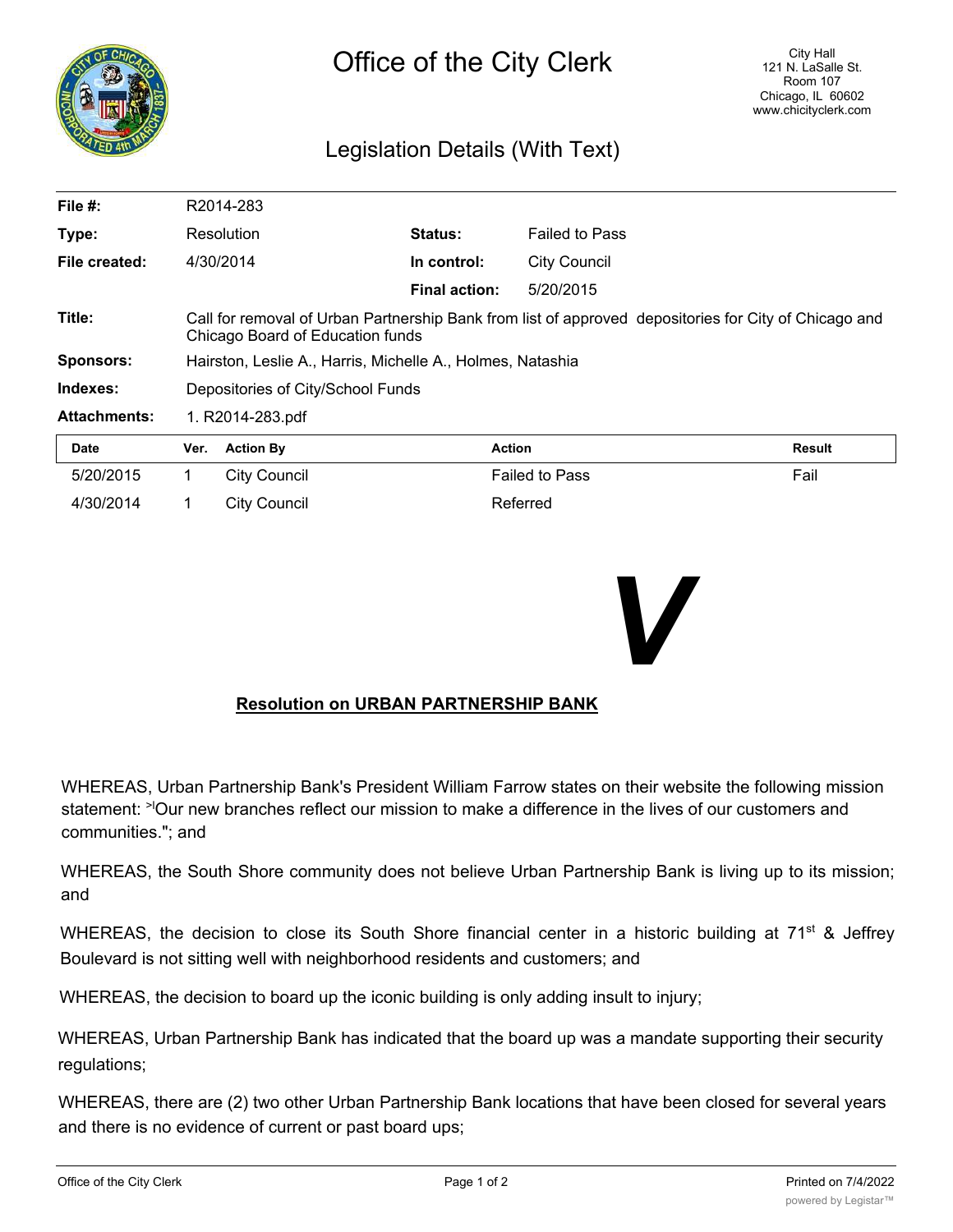# Office of the City Clerk

City Hall
121 N. LaSalle St.
Room 107
Chicago, IL 60602
www.chicityclerk.com

## Legislation Details (With Text)

| | | | |
|---|---|---|---|
| **File #:** | R2014-283 | | |
| **Type:** | Resolution | **Status:** | Failed to Pass |
| **File created:** | 4/30/2014 | **In control:** | City Council |
| | | **Final action:** | 5/20/2015 |
| **Title:** | Call for removal of Urban Partnership Bank from list of approved depositories for City of Chicago and Chicago Board of Education funds | | |
| **Sponsors:** | Hairston, Leslie A., Harris, Michelle A., Holmes, Natashia | | |
| **Indexes:** | Depositories of City/School Funds | | |
| **Attachments:** | 1. R2014-283.pdf | | |

| Date | Ver. | Action By | Action | Result |
|---|---|---|---|---|
| 5/20/2015 | 1 | City Council | Failed to Pass | Fail |
| 4/30/2014 | 1 | City Council | Referred | |

V

**Resolution on URBAN PARTNERSHIP BANK**

WHEREAS, Urban Partnership Bank's President William Farrow states on their website the following mission statement: >'Our new branches reflect our mission to make a difference in the lives of our customers and communities."; and

WHEREAS, the South Shore community does not believe Urban Partnership Bank is living up to its mission; and

WHEREAS, the decision to close its South Shore financial center in a historic building at 71st & Jeffrey Boulevard is not sitting well with neighborhood residents and customers; and

WHEREAS, the decision to board up the iconic building is only adding insult to injury;

WHEREAS, Urban Partnership Bank has indicated that the board up was a mandate supporting their security regulations;

WHEREAS, there are (2) two other Urban Partnership Bank locations that have been closed for several years and there is no evidence of current or past board ups;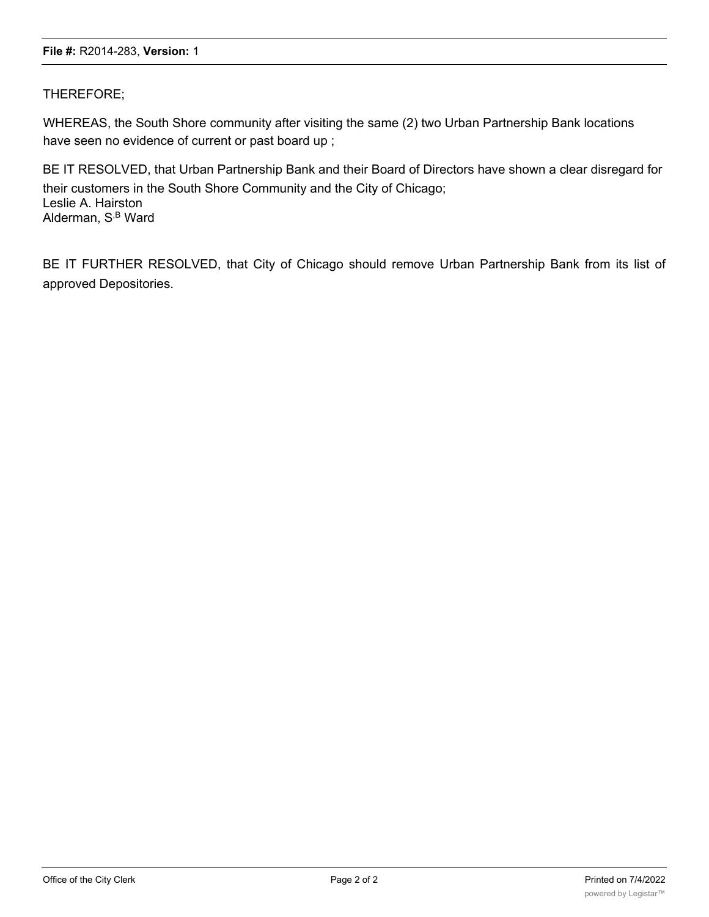THEREFORE;

WHEREAS, the South Shore community after visiting the same (2) two Urban Partnership Bank locations have seen no evidence of current or past board up ;

BE IT RESOLVED, that Urban Partnership Bank and their Board of Directors have shown a clear disregard for their customers in the South Shore Community and the City of Chicago;
Leslie A. Hairston
Alderman, S,B Ward

BE IT FURTHER RESOLVED, that City of Chicago should remove Urban Partnership Bank from its list of approved Depositories.